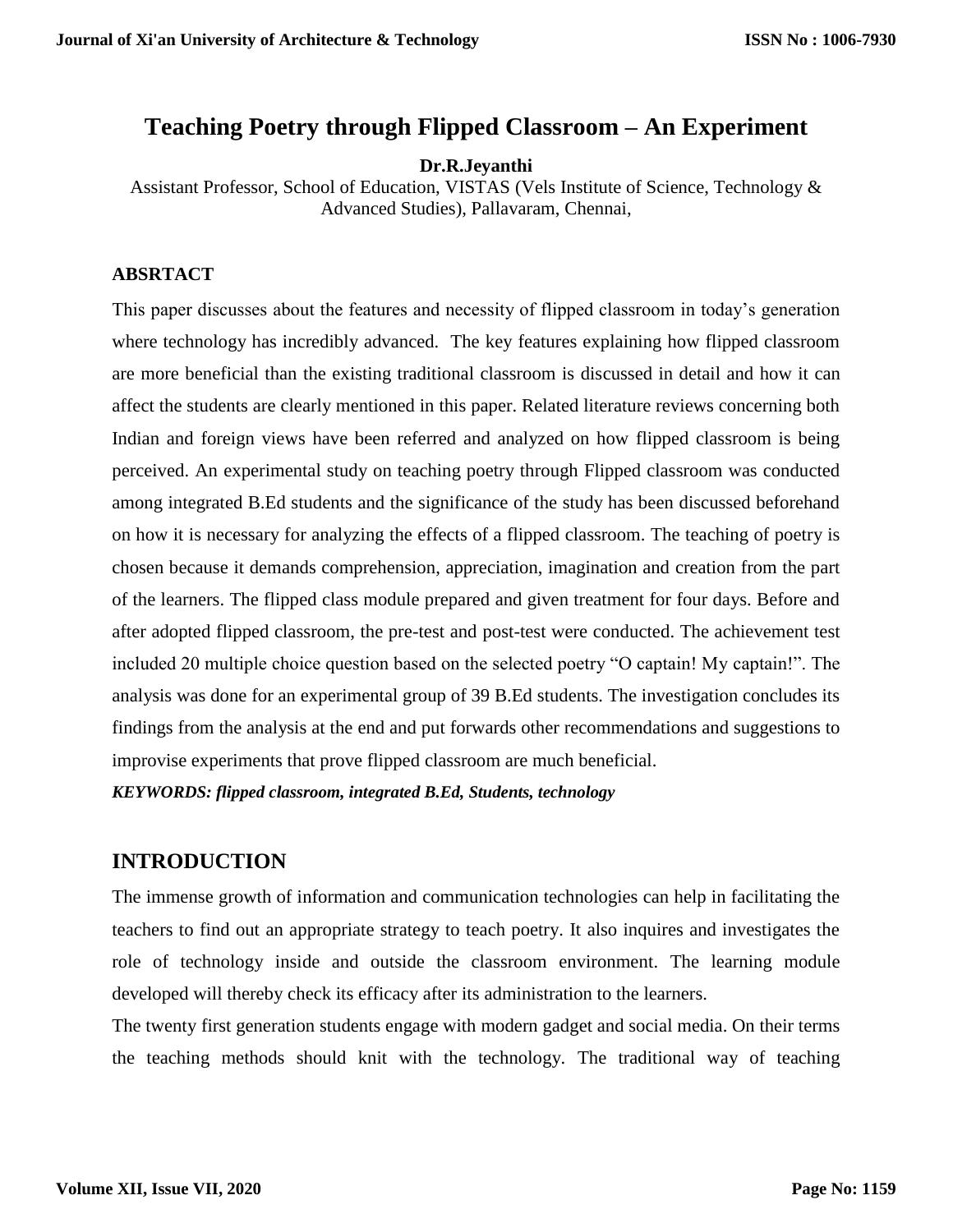# Teaching Poetry through Flipped Classroom – An Experiment

**Dr.R.Jeyanthi**

Assistant Professor, School of Education, VISTAS (Vels Institute of Science, Technology & Advanced Studies), Pallavaram, Chennai,

## ABSRTACT

This paper discusses about the features and necessity of flipped classroom in today's generation where technology has incredibly advanced. The key features explaining how flipped classroom are more beneficial than the existing traditional classroom is discussed in detail and how it can affect the students are clearly mentioned in this paper. Related literature reviews concerning both Indian and foreign views have been referred and analyzed on how flipped classroom is being perceived. An experimental study on teaching poetry through Flipped classroom was conducted among integrated B.Ed students and the significance of the study has been discussed beforehand on how it is necessary for analyzing the effects of a flipped classroom. The teaching of poetry is chosen because it demands comprehension, appreciation, imagination and creation from the part of the learners. The flipped class module prepared and given treatment for four days. Before and after adopted flipped classroom, the pre-test and post-test were conducted. The achievement test included 20 multiple choice question based on the selected poetry "O captain! My captain!". The analysis was done for an experimental group of 39 B.Ed students. The investigation concludes its findings from the analysis at the end and put forwards other recommendations and suggestions to improvise experiments that prove flipped classroom are much beneficial.

***KEYWORDS: flipped classroom, integrated B.Ed, Students, technology***

## INTRODUCTION

The immense growth of information and communication technologies can help in facilitating the teachers to find out an appropriate strategy to teach poetry. It also inquires and investigates the role of technology inside and outside the classroom environment. The learning module developed will thereby check its efficacy after its administration to the learners.

The twenty first generation students engage with modern gadget and social media. On their terms the teaching methods should knit with the technology. The traditional way of teaching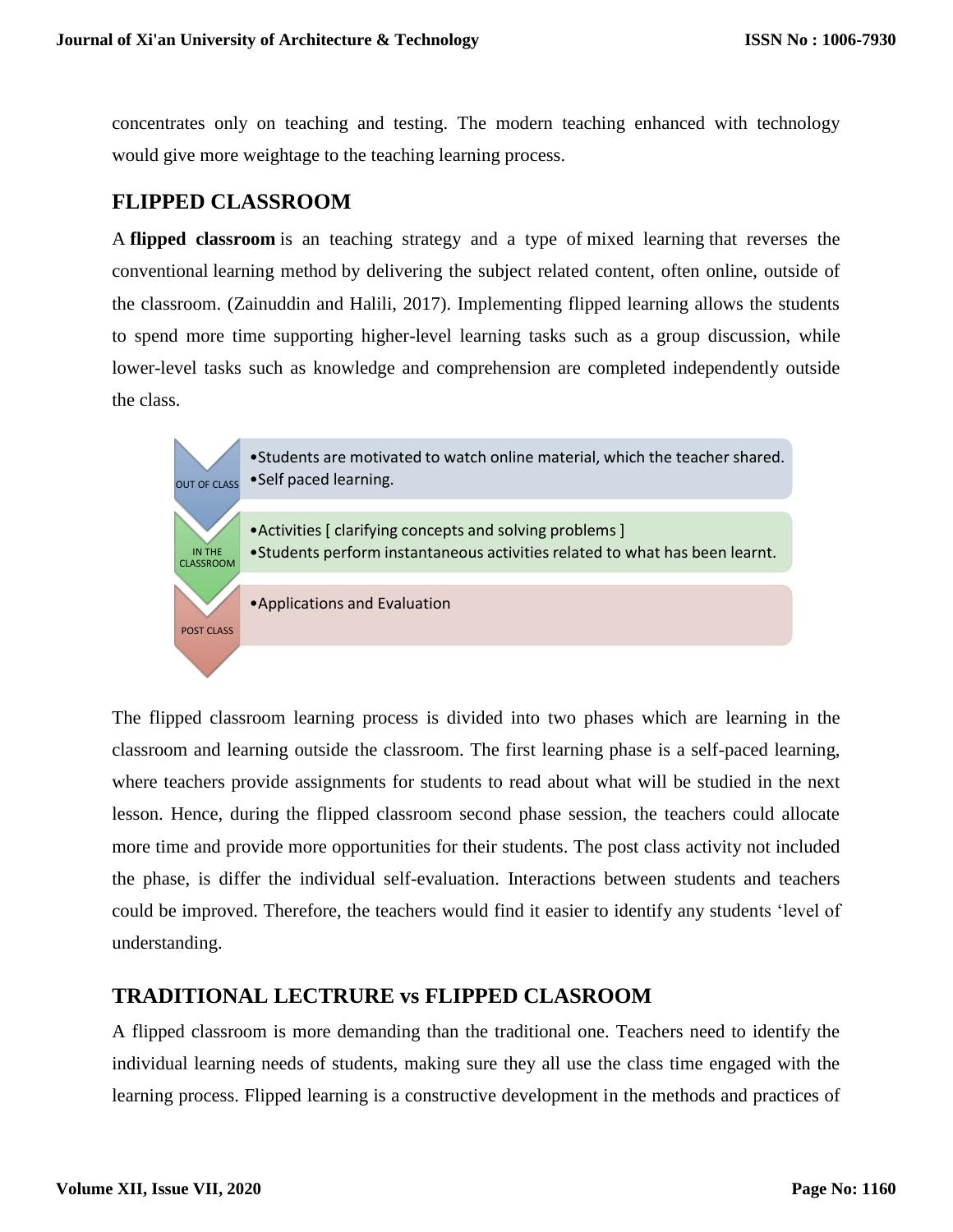concentrates only on teaching and testing. The modern teaching enhanced with technology would give more weightage to the teaching learning process.

## FLIPPED CLASSROOM

A **flipped classroom** is an teaching strategy and a type of mixed learning that reverses the conventional learning method by delivering the subject related content, often online, outside of the classroom. (Zainuddin and Halili, 2017). Implementing flipped learning allows the students to spend more time supporting higher-level learning tasks such as a group discussion, while lower-level tasks such as knowledge and comprehension are completed independently outside the class.

OUT OF CLASS
- Students are motivated to watch online material, which the teacher shared.
- Self paced learning.

IN THE CLASSROOM
- Activities [ clarifying concepts and solving problems ]
- Students perform instantaneous activities related to what has been learnt.

POST CLASS
- Applications and Evaluation

The flipped classroom learning process is divided into two phases which are learning in the classroom and learning outside the classroom. The first learning phase is a self-paced learning, where teachers provide assignments for students to read about what will be studied in the next lesson. Hence, during the flipped classroom second phase session, the teachers could allocate more time and provide more opportunities for their students. The post class activity not included the phase, is differ the individual self-evaluation. Interactions between students and teachers could be improved. Therefore, the teachers would find it easier to identify any students 'level of understanding.

## TRADITIONAL LECTRURE vs FLIPPED CLASROOM

A flipped classroom is more demanding than the traditional one. Teachers need to identify the individual learning needs of students, making sure they all use the class time engaged with the learning process. Flipped learning is a constructive development in the methods and practices of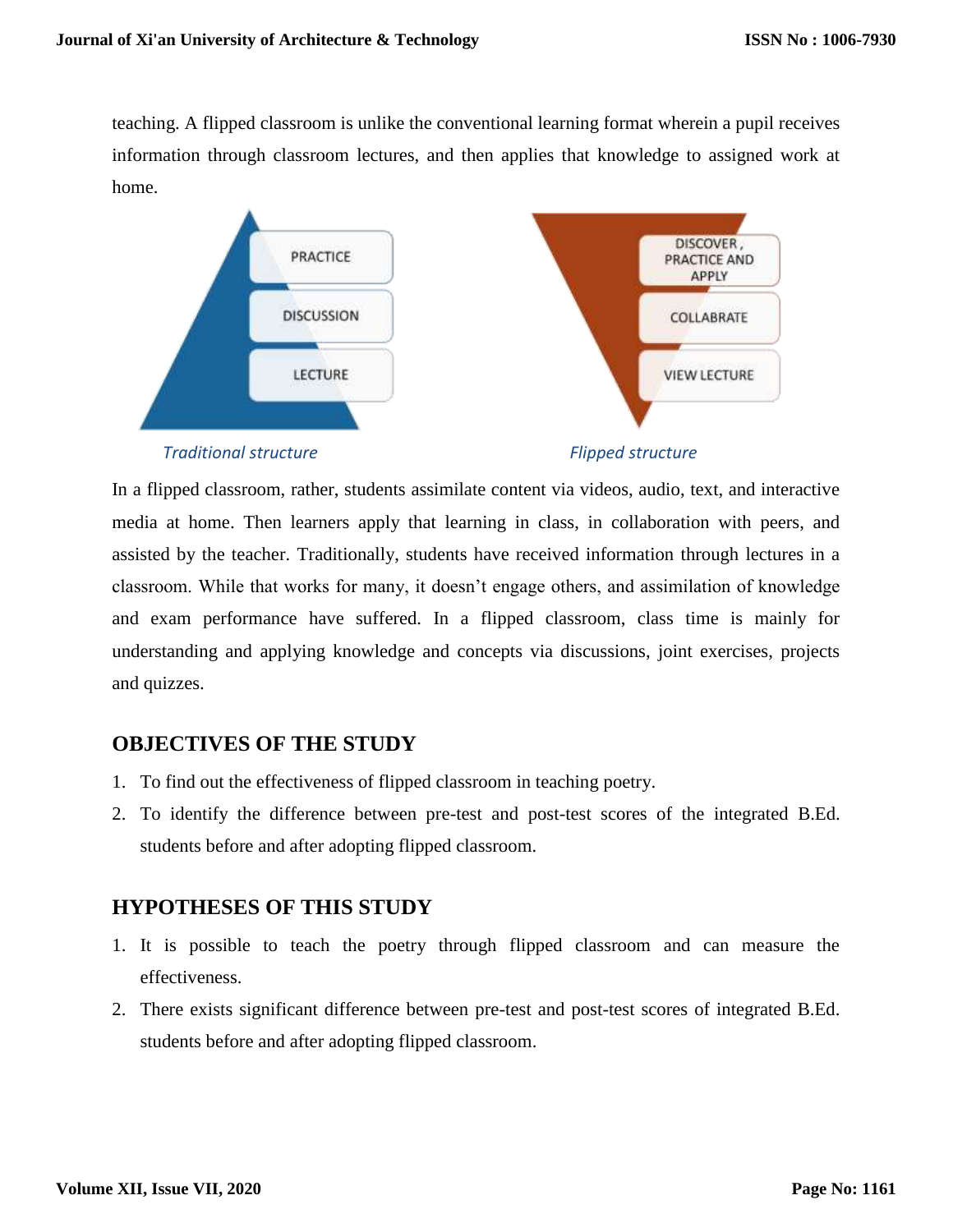teaching. A flipped classroom is unlike the conventional learning format wherein a pupil receives information through classroom lectures, and then applies that knowledge to assigned work at home.

PRACTICE

DISCUSSION

LECTURE

*Traditional structure*

DISCOVER , PRACTICE AND APPLY

COLLABRATE

VIEW LECTURE

*Flipped structure*

In a flipped classroom, rather, students assimilate content via videos, audio, text, and interactive media at home. Then learners apply that learning in class, in collaboration with peers, and assisted by the teacher. Traditionally, students have received information through lectures in a classroom. While that works for many, it doesn't engage others, and assimilation of knowledge and exam performance have suffered. In a flipped classroom, class time is mainly for understanding and applying knowledge and concepts via discussions, joint exercises, projects and quizzes.

## OBJECTIVES OF THE STUDY

1. To find out the effectiveness of flipped classroom in teaching poetry.
2. To identify the difference between pre-test and post-test scores of the integrated B.Ed. students before and after adopting flipped classroom.

## HYPOTHESES OF THIS STUDY

1. It is possible to teach the poetry through flipped classroom and can measure the effectiveness.
2. There exists significant difference between pre-test and post-test scores of integrated B.Ed. students before and after adopting flipped classroom.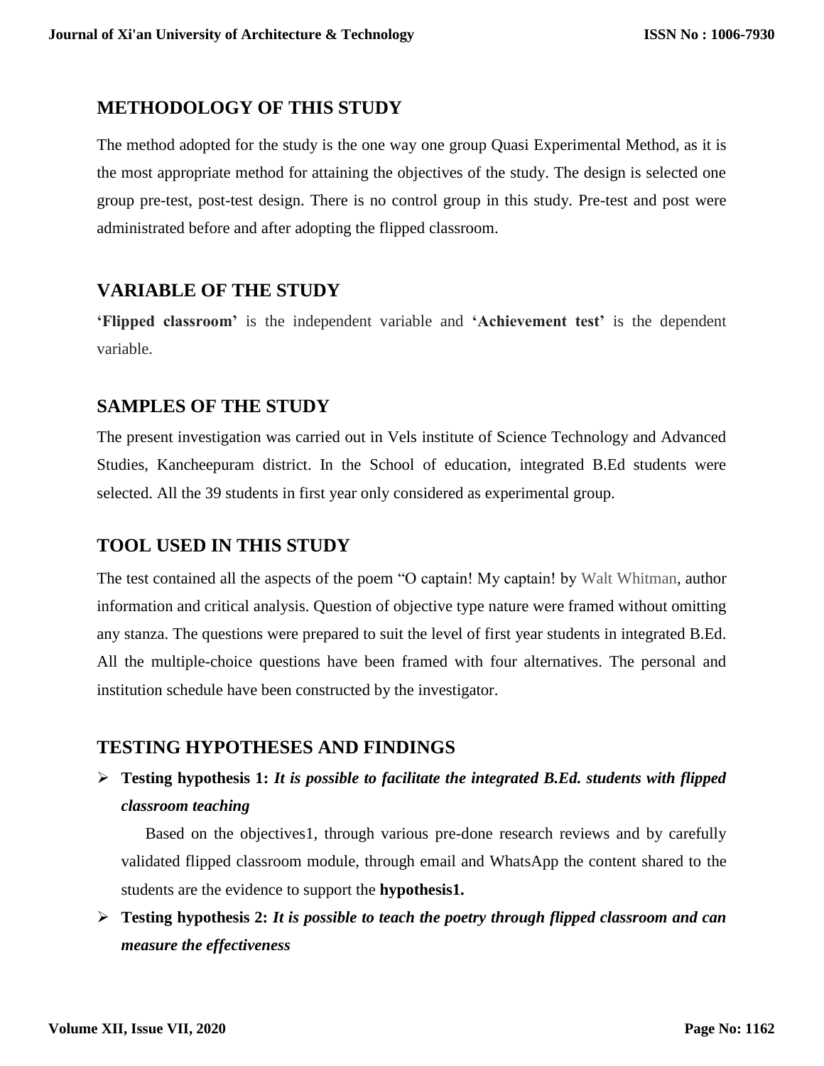## METHODOLOGY OF THIS STUDY

The method adopted for the study is the one way one group Quasi Experimental Method, as it is the most appropriate method for attaining the objectives of the study. The design is selected one group pre-test, post-test design. There is no control group in this study. Pre-test and post were administrated before and after adopting the flipped classroom.

## VARIABLE OF THE STUDY

**'Flipped classroom'** is the independent variable and **'Achievement test'** is the dependent variable.

## SAMPLES OF THE STUDY

The present investigation was carried out in Vels institute of Science Technology and Advanced Studies, Kancheepuram district. In the School of education, integrated B.Ed students were selected. All the 39 students in first year only considered as experimental group.

## TOOL USED IN THIS STUDY

The test contained all the aspects of the poem "O captain! My captain! by Walt Whitman, author information and critical analysis. Question of objective type nature were framed without omitting any stanza. The questions were prepared to suit the level of first year students in integrated B.Ed. All the multiple-choice questions have been framed with four alternatives. The personal and institution schedule have been constructed by the investigator.

## TESTING HYPOTHESES AND FINDINGS

- **Testing hypothesis 1:** ***It is possible to facilitate the integrated B.Ed. students with flipped classroom teaching***

  Based on the objectives1, through various pre-done research reviews and by carefully validated flipped classroom module, through email and WhatsApp the content shared to the students are the evidence to support the **hypothesis1.**

- **Testing hypothesis 2:** ***It is possible to teach the poetry through flipped classroom and can measure the effectiveness***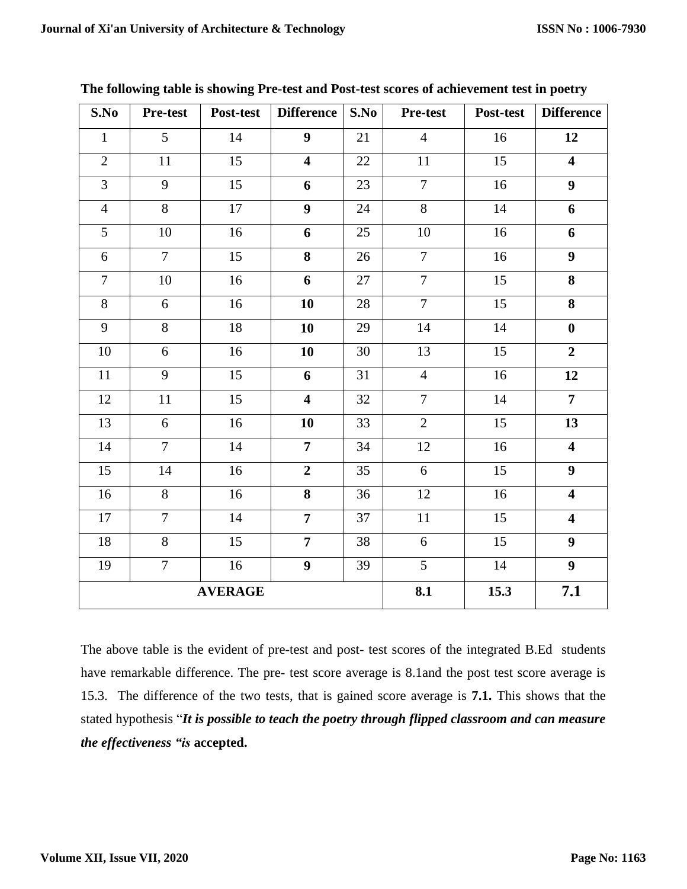**The following table is showing Pre-test and Post-test scores of achievement test in poetry**

| S.No | Pre-test | Post-test | Difference | S.No | Pre-test | Post-test | Difference |
|---|---|---|---|---|---|---|---|
| 1 | 5 | 14 | **9** | 21 | 4 | 16 | **12** |
| 2 | 11 | 15 | **4** | 22 | 11 | 15 | **4** |
| 3 | 9 | 15 | **6** | 23 | 7 | 16 | **9** |
| 4 | 8 | 17 | **9** | 24 | 8 | 14 | **6** |
| 5 | 10 | 16 | **6** | 25 | 10 | 16 | **6** |
| 6 | 7 | 15 | **8** | 26 | 7 | 16 | **9** |
| 7 | 10 | 16 | **6** | 27 | 7 | 15 | **8** |
| 8 | 6 | 16 | **10** | 28 | 7 | 15 | **8** |
| 9 | 8 | 18 | **10** | 29 | 14 | 14 | **0** |
| 10 | 6 | 16 | **10** | 30 | 13 | 15 | **2** |
| 11 | 9 | 15 | **6** | 31 | 4 | 16 | **12** |
| 12 | 11 | 15 | **4** | 32 | 7 | 14 | **7** |
| 13 | 6 | 16 | **10** | 33 | 2 | 15 | **13** |
| 14 | 7 | 14 | **7** | 34 | 12 | 16 | **4** |
| 15 | 14 | 16 | **2** | 35 | 6 | 15 | **9** |
| 16 | 8 | 16 | **8** | 36 | 12 | 16 | **4** |
| 17 | 7 | 14 | **7** | 37 | 11 | 15 | **4** |
| 18 | 8 | 15 | **7** | 38 | 6 | 15 | **9** |
| 19 | 7 | 16 | **9** | 39 | 5 | 14 | **9** |
| **AVERAGE** | | | | | **8.1** | **15.3** | **7.1** |

The above table is the evident of pre-test and post- test scores of the integrated B.Ed students have remarkable difference. The pre- test score average is 8.1and the post test score average is 15.3. The difference of the two tests, that is gained score average is **7.1.** This shows that the stated hypothesis "***It is possible to teach the poetry through flipped classroom and can measure the effectiveness "is*** **accepted.**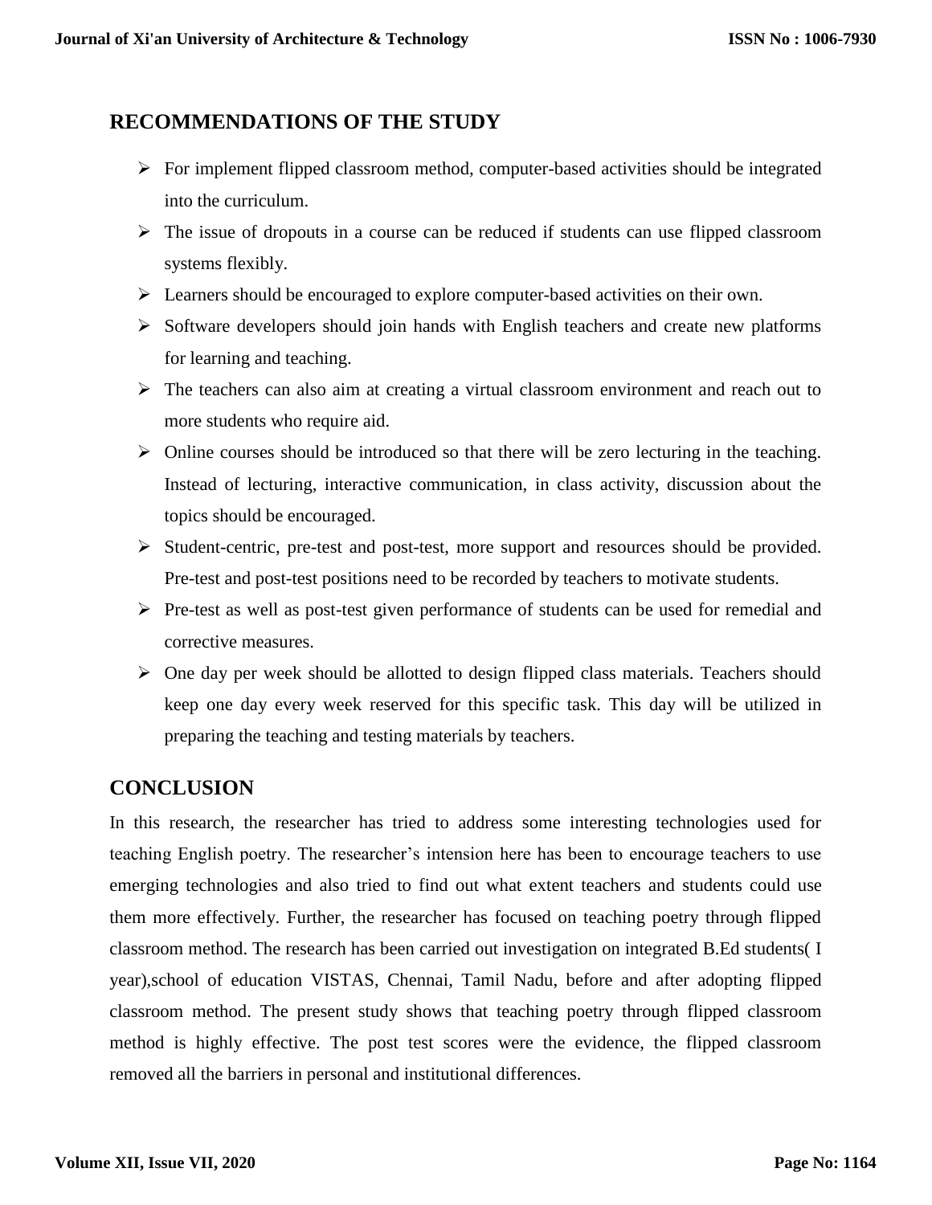## RECOMMENDATIONS OF THE STUDY

- For implement flipped classroom method, computer-based activities should be integrated into the curriculum.
- The issue of dropouts in a course can be reduced if students can use flipped classroom systems flexibly.
- Learners should be encouraged to explore computer-based activities on their own.
- Software developers should join hands with English teachers and create new platforms for learning and teaching.
- The teachers can also aim at creating a virtual classroom environment and reach out to more students who require aid.
- Online courses should be introduced so that there will be zero lecturing in the teaching. Instead of lecturing, interactive communication, in class activity, discussion about the topics should be encouraged.
- Student-centric, pre-test and post-test, more support and resources should be provided. Pre-test and post-test positions need to be recorded by teachers to motivate students.
- Pre-test as well as post-test given performance of students can be used for remedial and corrective measures.
- One day per week should be allotted to design flipped class materials. Teachers should keep one day every week reserved for this specific task. This day will be utilized in preparing the teaching and testing materials by teachers.

## CONCLUSION

In this research, the researcher has tried to address some interesting technologies used for teaching English poetry. The researcher's intension here has been to encourage teachers to use emerging technologies and also tried to find out what extent teachers and students could use them more effectively. Further, the researcher has focused on teaching poetry through flipped classroom method. The research has been carried out investigation on integrated B.Ed students( I year),school of education VISTAS, Chennai, Tamil Nadu, before and after adopting flipped classroom method. The present study shows that teaching poetry through flipped classroom method is highly effective. The post test scores were the evidence, the flipped classroom removed all the barriers in personal and institutional differences.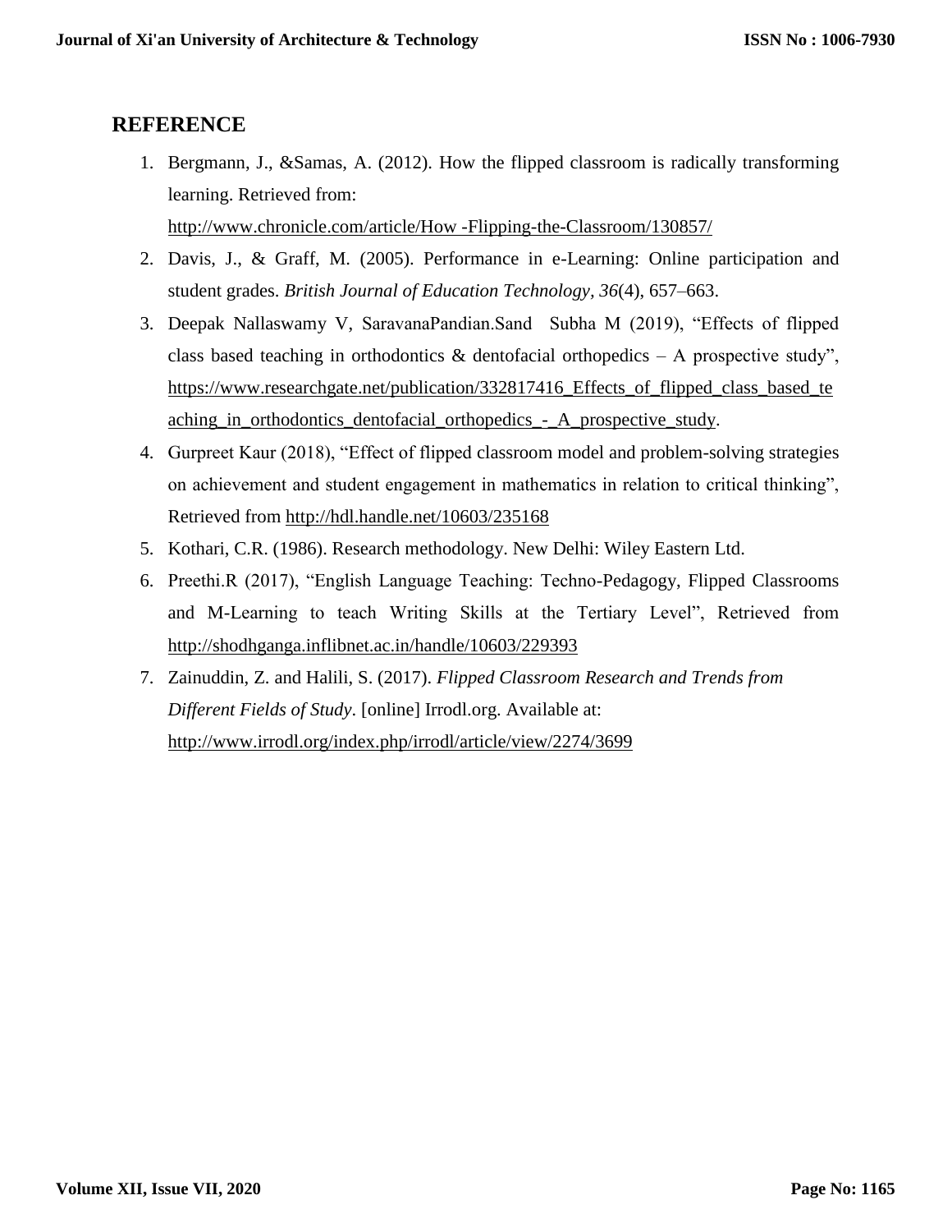## REFERENCE

1. Bergmann, J., &Samas, A. (2012). How the flipped classroom is radically transforming learning. Retrieved from: http://www.chronicle.com/article/How -Flipping-the-Classroom/130857/
2. Davis, J., & Graff, M. (2005). Performance in e-Learning: Online participation and student grades. *British Journal of Education Technology, 36*(4), 657–663.
3. Deepak Nallaswamy V, SaravanaPandian.Sand Subha M (2019), "Effects of flipped class based teaching in orthodontics & dentofacial orthopedics – A prospective study", https://www.researchgate.net/publication/332817416_Effects_of_flipped_class_based_teaching_in_orthodontics_dentofacial_orthopedics_-_A_prospective_study.
4. Gurpreet Kaur (2018), "Effect of flipped classroom model and problem-solving strategies on achievement and student engagement in mathematics in relation to critical thinking", Retrieved from http://hdl.handle.net/10603/235168
5. Kothari, C.R. (1986). Research methodology. New Delhi: Wiley Eastern Ltd.
6. Preethi.R (2017), "English Language Teaching: Techno-Pedagogy, Flipped Classrooms and M-Learning to teach Writing Skills at the Tertiary Level", Retrieved from http://shodhganga.inflibnet.ac.in/handle/10603/229393
7. Zainuddin, Z. and Halili, S. (2017). *Flipped Classroom Research and Trends from Different Fields of Study*. [online] Irrodl.org. Available at: http://www.irrodl.org/index.php/irrodl/article/view/2274/3699